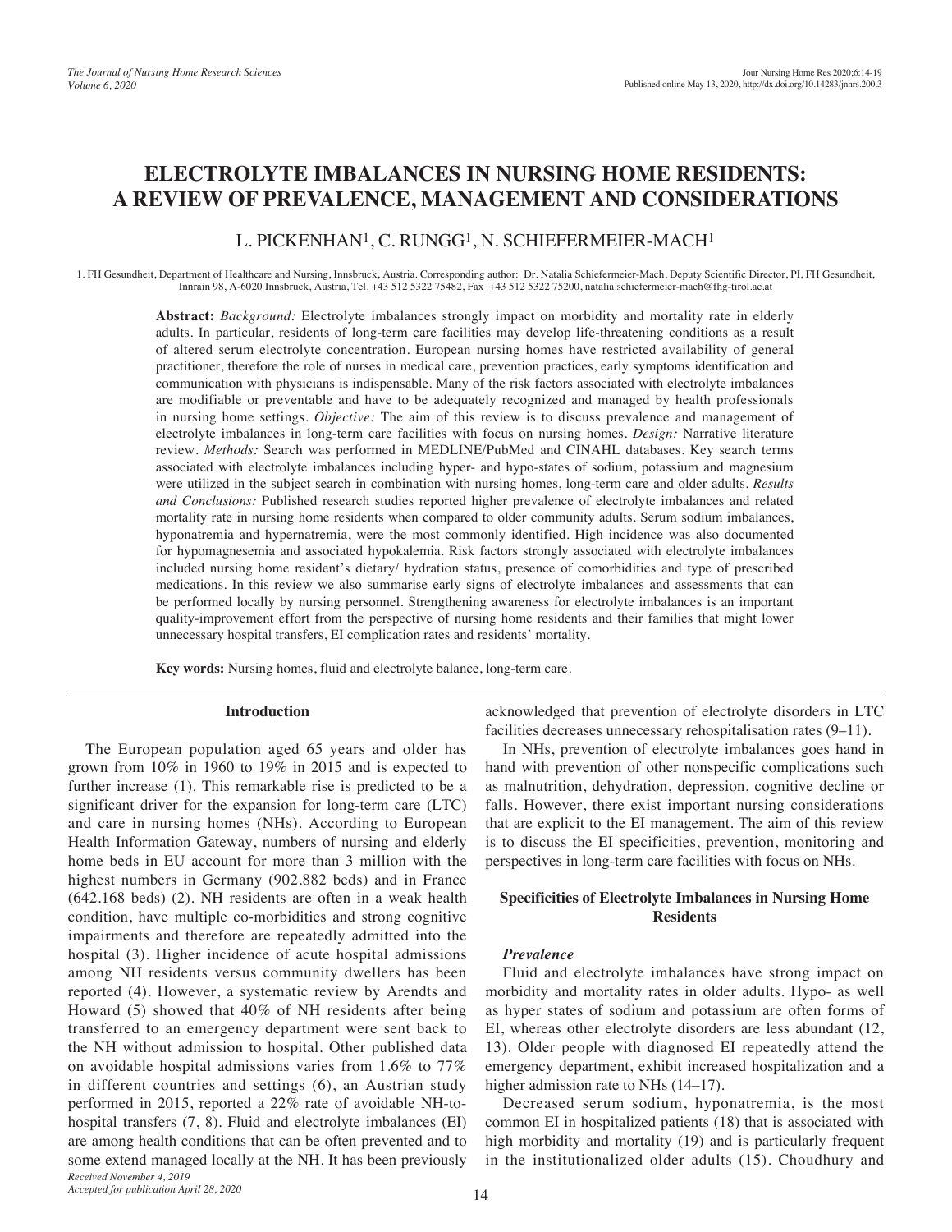# ELECTROLYTE IMBALANCES IN NURSING HOME RESIDENTS: A REVIEW OF PREVALENCE, MANAGEMENT AND CONSIDERATIONS

L. PICKENHAN[1], C. RUNGG[1], N. SCHIEFERMEIER-MACH[1]

1. FH Gesundheit, Department of Healthcare and Nursing, Innsbruck, Austria. Corresponding author: Dr. Natalia Schiefermeier-Mach, Deputy Scientific Director, PI, FH Gesundheit, Innrain 98, A-6020 Innsbruck, Austria, Tel. +43 512 5322 75482, Fax +43 512 5322 75200, natalia.schiefermeier-mach@fhg-tirol.ac.at

**Abstract:** *Background:* Electrolyte imbalances strongly impact on morbidity and mortality rate in elderly adults. In particular, residents of long-term care facilities may develop life-threatening conditions as a result of altered serum electrolyte concentration. European nursing homes have restricted availability of general practitioner, therefore the role of nurses in medical care, prevention practices, early symptoms identification and communication with physicians is indispensable. Many of the risk factors associated with electrolyte imbalances are modifiable or preventable and have to be adequately recognized and managed by health professionals in nursing home settings. *Objective:* The aim of this review is to discuss prevalence and management of electrolyte imbalances in long-term care facilities with focus on nursing homes. *Design:* Narrative literature review. *Methods:* Search was performed in MEDLINE/PubMed and CINAHL databases. Key search terms associated with electrolyte imbalances including hyper- and hypo-states of sodium, potassium and magnesium were utilized in the subject search in combination with nursing homes, long-term care and older adults. *Results and Conclusions:* Published research studies reported higher prevalence of electrolyte imbalances and related mortality rate in nursing home residents when compared to older community adults. Serum sodium imbalances, hyponatremia and hypernatremia, were the most commonly identified. High incidence was also documented for hypomagnesemia and associated hypokalemia. Risk factors strongly associated with electrolyte imbalances included nursing home resident's dietary/ hydration status, presence of comorbidities and type of prescribed medications. In this review we also summarise early signs of electrolyte imbalances and assessments that can be performed locally by nursing personnel. Strengthening awareness for electrolyte imbalances is an important quality-improvement effort from the perspective of nursing home residents and their families that might lower unnecessary hospital transfers, EI complication rates and residents' mortality.

**Key words:** Nursing homes, fluid and electrolyte balance, long-term care.

## Introduction

The European population aged 65 years and older has grown from 10% in 1960 to 19% in 2015 and is expected to further increase (1). This remarkable rise is predicted to be a significant driver for the expansion for long-term care (LTC) and care in nursing homes (NHs). According to European Health Information Gateway, numbers of nursing and elderly home beds in EU account for more than 3 million with the highest numbers in Germany (902.882 beds) and in France (642.168 beds) (2). NH residents are often in a weak health condition, have multiple co-morbidities and strong cognitive impairments and therefore are repeatedly admitted into the hospital (3). Higher incidence of acute hospital admissions among NH residents versus community dwellers has been reported (4). However, a systematic review by Arendts and Howard (5) showed that 40% of NH residents after being transferred to an emergency department were sent back to the NH without admission to hospital. Other published data on avoidable hospital admissions varies from 1.6% to 77% in different countries and settings (6), an Austrian study performed in 2015, reported a 22% rate of avoidable NH-to-hospital transfers (7, 8). Fluid and electrolyte imbalances (EI) are among health conditions that can be often prevented and to some extend managed locally at the NH. It has been previously acknowledged that prevention of electrolyte disorders in LTC facilities decreases unnecessary rehospitalisation rates (9–11).

In NHs, prevention of electrolyte imbalances goes hand in hand with prevention of other nonspecific complications such as malnutrition, dehydration, depression, cognitive decline or falls. However, there exist important nursing considerations that are explicit to the EI management. The aim of this review is to discuss the EI specificities, prevention, monitoring and perspectives in long-term care facilities with focus on NHs.

*Received November 4, 2019*
*Accepted for publication April 28, 2020*

## Specificities of Electrolyte Imbalances in Nursing Home Residents

### *Prevalence*

Fluid and electrolyte imbalances have strong impact on morbidity and mortality rates in older adults. Hypo- as well as hyper states of sodium and potassium are often forms of EI, whereas other electrolyte disorders are less abundant (12, 13). Older people with diagnosed EI repeatedly attend the emergency department, exhibit increased hospitalization and a higher admission rate to NHs (14–17).

Decreased serum sodium, hyponatremia, is the most common EI in hospitalized patients (18) that is associated with high morbidity and mortality (19) and is particularly frequent in the institutionalized older adults (15). Choudhury and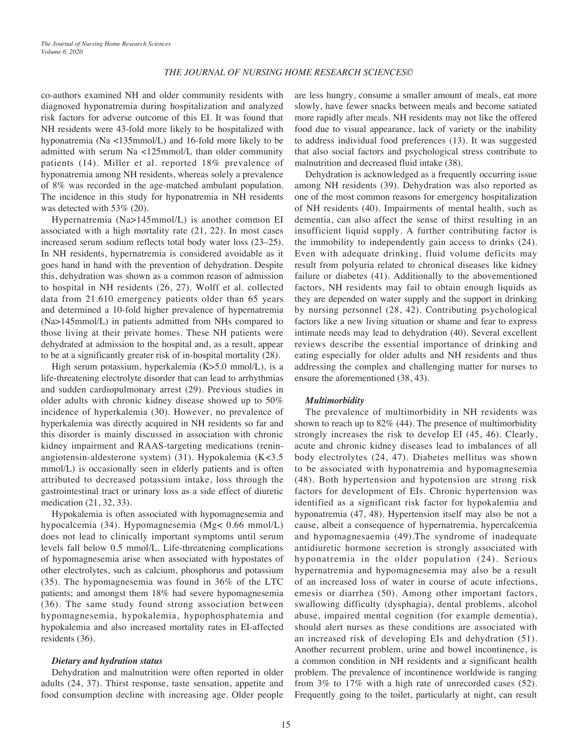co-authors examined NH and older community residents with diagnosed hyponatremia during hospitalization and analyzed risk factors for adverse outcome of this EI. It was found that NH residents were 43-fold more likely to be hospitalized with hyponatremia (Na <135mmol/L) and 16-fold more likely to be admitted with serum Na <125mmol/L than older community patients (14). Miller et al. reported 18% prevalence of hyponatremia among NH residents, whereas solely a prevalence of 8% was recorded in the age-matched ambulant population. The incidence in this study for hyponatremia in NH residents was detected with 53% (20).

Hypernatremia (Na>145mmol/L) is another common EI associated with a high mortality rate (21, 22). In most cases increased serum sodium reflects total body water loss (23–25). In NH residents, hypernatremia is considered avoidable as it goes hand in hand with the prevention of dehydration. Despite this, dehydration was shown as a common reason of admission to hospital in NH residents (26, 27). Wolff et al. collected data from 21.610 emergency patients older than 65 years and determined a 10-fold higher prevalence of hypernatremia (Na>145mmol/L) in patients admitted from NHs compared to those living at their private homes. These NH patients were dehydrated at admission to the hospital and, as a result, appear to be at a significantly greater risk of in-hospital mortality (28).

High serum potassium, hyperkalemia (K>5.0 mmol/L), is a life-threatening electrolyte disorder that can lead to arrhythmias and sudden cardiopulmonary arrest (29). Previous studies in older adults with chronic kidney disease showed up to 50% incidence of hyperkalemia (30). However, no prevalence of hyperkalemia was directly acquired in NH residents so far and this disorder is mainly discussed in association with chronic kidney impairment and RAAS-targeting medications (renin-angiotensin-aldesterone system) (31). Hypokalemia (K<3.5 mmol/L) is occasionally seen in elderly patients and is often attributed to decreased potassium intake, loss through the gastrointestinal tract or urinary loss as a side effect of diuretic medication (21, 32, 33).

Hypokalemia is often associated with hypomagnesemia and hypocalcemia (34). Hypomagnesemia (Mg< 0.66 mmol/L) does not lead to clinically important symptoms until serum levels fall below 0.5 mmol/L. Life-threatening complications of hypomagnesemia arise when associated with hypostates of other electrolytes, such as calcium, phosphorus and potassium (35). The hypomagnesemia was found in 36% of the LTC patients; and amongst them 18% had severe hypomagnesemia (36). The same study found strong association between hypomagnesemia, hypokalemia, hypophosphatemia and hypokalemia and also increased mortality rates in EI-affected residents (36).

### *Dietary and hydration status*

Dehydration and malnutrition were often reported in older adults (24, 37). Thirst response, taste sensation, appetite and food consumption decline with increasing age. Older people are less hungry, consume a smaller amount of meals, eat more slowly, have fewer snacks between meals and become satiated more rapidly after meals. NH residents may not like the offered food due to visual appearance, lack of variety or the inability to address individual food preferences (13). It was suggested that also social factors and psychological stress contribute to malnutrition and decreased fluid intake (38).

Dehydration is acknowledged as a frequently occurring issue among NH residents (39). Dehydration was also reported as one of the most common reasons for emergency hospitalization of NH residents (40). Impairments of mental health, such as dementia, can also affect the sense of thirst resulting in an insufficient liquid supply. A further contributing factor is the immobility to independently gain access to drinks (24). Even with adequate drinking, fluid volume deficits may result from polyuria related to chronical diseases like kidney failure or diabetes (41). Additionally to the abovementioned factors, NH residents may fail to obtain enough liquids as they are depended on water supply and the support in drinking by nursing personnel (28, 42). Contributing psychological factors like a new living situation or shame and fear to express intimate needs may lead to dehydration (40). Several excellent reviews describe the essential importance of drinking and eating especially for older adults and NH residents and thus addressing the complex and challenging matter for nurses to ensure the aforementioned (38, 43).

### *Multimorbidity*

The prevalence of multimorbidity in NH residents was shown to reach up to 82% (44). The presence of multimorbidity strongly increases the risk to develop EI (45, 46). Clearly, acute and chronic kidney diseases lead to imbalances of all body electrolytes (24, 47). Diabetes mellitus was shown to be associated with hyponatremia and hypomagnesemia (48). Both hypertension and hypotension are strong risk factors for development of EIs. Chronic hypertension was identified as a significant risk factor for hypokalemia and hyponatremia (47, 48). Hypertension itself may also be not a cause, albeit a consequence of hypernatremia, hypercalcemia and hypomagnesaemia (49).The syndrome of inadequate antidiuretic hormone secretion is strongly associated with hyponatremia in the older population (24). Serious hypernatremia and hypomagnesemia may also be a result of an increased loss of water in course of acute infections, emesis or diarrhea (50). Among other important factors, swallowing difficulty (dysphagia), dental problems, alcohol abuse, impaired mental cognition (for example dementia), should alert nurses as these conditions are associated with an increased risk of developing EIs and dehydration (51). Another recurrent problem, urine and bowel incontinence, is a common condition in NH residents and a significant health problem. The prevalence of incontinence worldwide is ranging from 3% to 17% with a high rate of unrecorded cases (52). Frequently going to the toilet, particularly at night, can result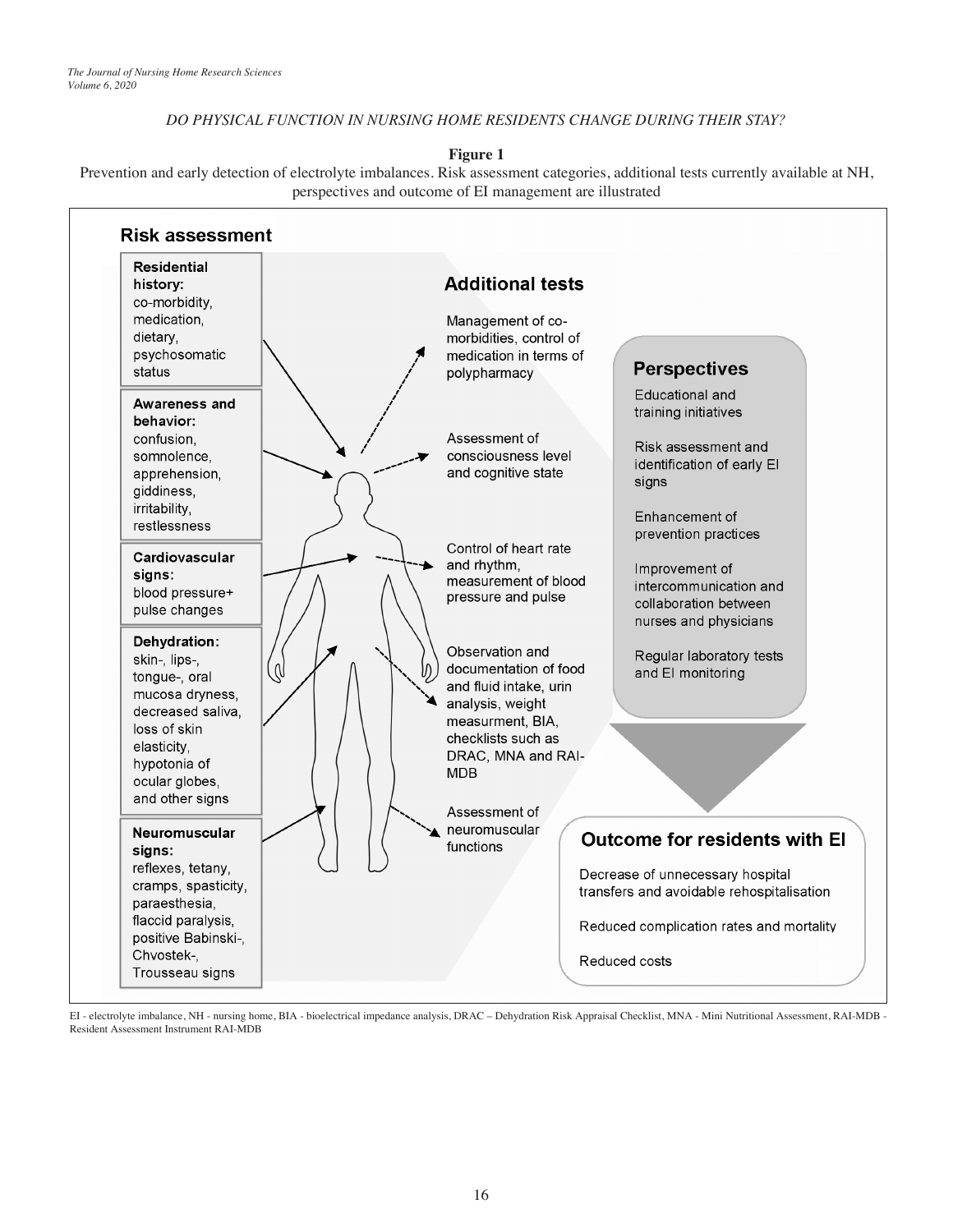**Figure 1**

Prevention and early detection of electrolyte imbalances. Risk assessment categories, additional tests currently available at NH, perspectives and outcome of EI management are illustrated

## Risk assessment

**Residential history:** co-morbidity, medication, dietary, psychosomatic status

**Awareness and behavior:** confusion, somnolence, apprehension, giddiness, irritability, restlessness

**Cardiovascular signs:** blood pressure+ pulse changes

**Dehydration:** skin-, lips-, tongue-, oral mucosa dryness, decreased saliva, loss of skin elasticity, hypotonia of ocular globes, and other signs

**Neuromuscular signs:** reflexes, tetany, cramps, spasticity, paraesthesia, flaccid paralysis, positive Babinski-, Chvostek-, Trousseau signs

## Additional tests

Management of co-morbidities, control of medication in terms of polypharmacy

Assessment of consciousness level and cognitive state

Control of heart rate and rhythm, measurement of blood pressure and pulse

Observation and documentation of food and fluid intake, urin analysis, weight measurment, BIA, checklists such as DRAC, MNA and RAI-MDB

Assessment of neuromuscular functions

## Perspectives

Educational and training initiatives

Risk assessment and identification of early EI signs

Enhancement of prevention practices

Improvement of intercommunication and collaboration between nurses and physicians

Regular laboratory tests and EI monitoring

## Outcome for residents with EI

Decrease of unnecessary hospital transfers and avoidable rehospitalisation

Reduced complication rates and mortality

Reduced costs

EI - electrolyte imbalance, NH - nursing home, BIA - bioelectrical impedance analysis, DRAC – Dehydration Risk Appraisal Checklist, MNA - Mini Nutritional Assessment, RAI-MDB - Resident Assessment Instrument RAI-MDB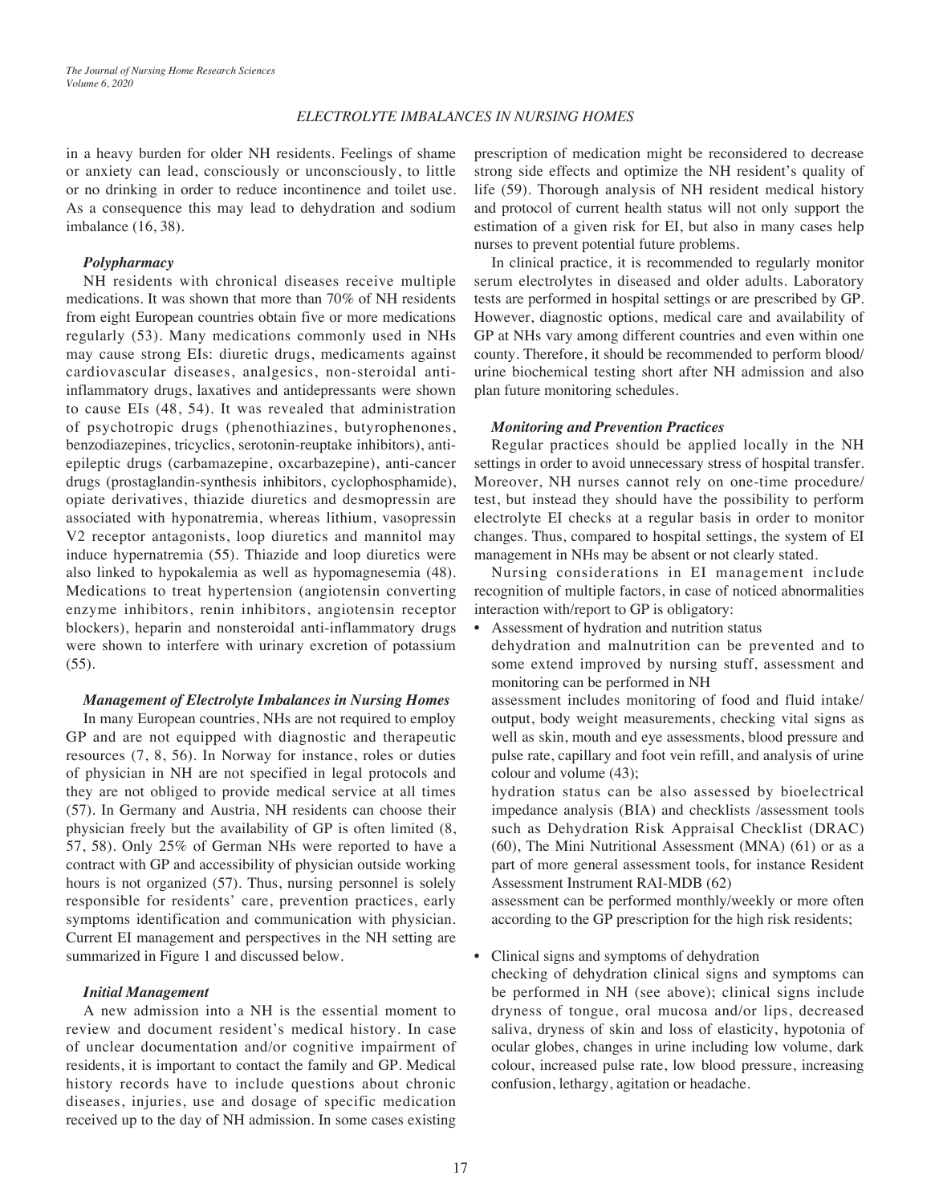in a heavy burden for older NH residents. Feelings of shame or anxiety can lead, consciously or unconsciously, to little or no drinking in order to reduce incontinence and toilet use. As a consequence this may lead to dehydration and sodium imbalance (16, 38).

### *Polypharmacy*

NH residents with chronical diseases receive multiple medications. It was shown that more than 70% of NH residents from eight European countries obtain five or more medications regularly (53). Many medications commonly used in NHs may cause strong EIs: diuretic drugs, medicaments against cardiovascular diseases, analgesics, non-steroidal anti-inflammatory drugs, laxatives and antidepressants were shown to cause EIs (48, 54). It was revealed that administration of psychotropic drugs (phenothiazines, butyrophenones, benzodiazepines, tricyclics, serotonin-reuptake inhibitors), anti-epileptic drugs (carbamazepine, oxcarbazepine), anti-cancer drugs (prostaglandin-synthesis inhibitors, cyclophosphamide), opiate derivatives, thiazide diuretics and desmopressin are associated with hyponatremia, whereas lithium, vasopressin V2 receptor antagonists, loop diuretics and mannitol may induce hypernatremia (55). Thiazide and loop diuretics were also linked to hypokalemia as well as hypomagnesemia (48). Medications to treat hypertension (angiotensin converting enzyme inhibitors, renin inhibitors, angiotensin receptor blockers), heparin and nonsteroidal anti-inflammatory drugs were shown to interfere with urinary excretion of potassium (55).

### *Management of Electrolyte Imbalances in Nursing Homes*

In many European countries, NHs are not required to employ GP and are not equipped with diagnostic and therapeutic resources (7, 8, 56). In Norway for instance, roles or duties of physician in NH are not specified in legal protocols and they are not obliged to provide medical service at all times (57). In Germany and Austria, NH residents can choose their physician freely but the availability of GP is often limited (8, 57, 58). Only 25% of German NHs were reported to have a contract with GP and accessibility of physician outside working hours is not organized (57). Thus, nursing personnel is solely responsible for residents' care, prevention practices, early symptoms identification and communication with physician. Current EI management and perspectives in the NH setting are summarized in Figure 1 and discussed below.

### *Initial Management*

A new admission into a NH is the essential moment to review and document resident's medical history. In case of unclear documentation and/or cognitive impairment of residents, it is important to contact the family and GP. Medical history records have to include questions about chronic diseases, injuries, use and dosage of specific medication received up to the day of NH admission. In some cases existing prescription of medication might be reconsidered to decrease strong side effects and optimize the NH resident's quality of life (59). Thorough analysis of NH resident medical history and protocol of current health status will not only support the estimation of a given risk for EI, but also in many cases help nurses to prevent potential future problems.

In clinical practice, it is recommended to regularly monitor serum electrolytes in diseased and older adults. Laboratory tests are performed in hospital settings or are prescribed by GP. However, diagnostic options, medical care and availability of GP at NHs vary among different countries and even within one county. Therefore, it should be recommended to perform blood/urine biochemical testing short after NH admission and also plan future monitoring schedules.

### *Monitoring and Prevention Practices*

Regular practices should be applied locally in the NH settings in order to avoid unnecessary stress of hospital transfer. Moreover, NH nurses cannot rely on one-time procedure/test, but instead they should have the possibility to perform electrolyte EI checks at a regular basis in order to monitor changes. Thus, compared to hospital settings, the system of EI management in NHs may be absent or not clearly stated.

Nursing considerations in EI management include recognition of multiple factors, in case of noticed abnormalities interaction with/report to GP is obligatory:

- Assessment of hydration and nutrition status
  dehydration and malnutrition can be prevented and to some extend improved by nursing stuff, assessment and monitoring can be performed in NH
  assessment includes monitoring of food and fluid intake/output, body weight measurements, checking vital signs as well as skin, mouth and eye assessments, blood pressure and pulse rate, capillary and foot vein refill, and analysis of urine colour and volume (43);
  hydration status can be also assessed by bioelectrical impedance analysis (BIA) and checklists /assessment tools such as Dehydration Risk Appraisal Checklist (DRAC) (60), The Mini Nutritional Assessment (MNA) (61) or as a part of more general assessment tools, for instance Resident Assessment Instrument RAI-MDB (62)
  assessment can be performed monthly/weekly or more often according to the GP prescription for the high risk residents;

- Clinical signs and symptoms of dehydration
  checking of dehydration clinical signs and symptoms can be performed in NH (see above); clinical signs include dryness of tongue, oral mucosa and/or lips, decreased saliva, dryness of skin and loss of elasticity, hypotonia of ocular globes, changes in urine including low volume, dark colour, increased pulse rate, low blood pressure, increasing confusion, lethargy, agitation or headache.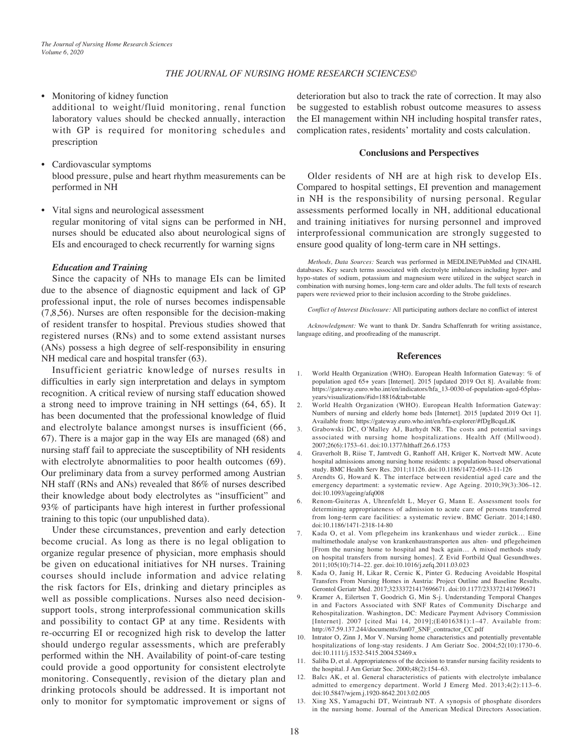- Monitoring of kidney function
  additional to weight/fluid monitoring, renal function laboratory values should be checked annually, interaction with GP is required for monitoring schedules and prescription

- Cardiovascular symptoms
  blood pressure, pulse and heart rhythm measurements can be performed in NH

- Vital signs and neurological assessment
  regular monitoring of vital signs can be performed in NH, nurses should be educated also about neurological signs of EIs and encouraged to check recurrently for warning signs

### *Education and Training*

Since the capacity of NHs to manage EIs can be limited due to the absence of diagnostic equipment and lack of GP professional input, the role of nurses becomes indispensable (7,8,56). Nurses are often responsible for the decision-making of resident transfer to hospital. Previous studies showed that registered nurses (RNs) and to some extend assistant nurses (ANs) possess a high degree of self-responsibility in ensuring NH medical care and hospital transfer (63).

Insufficient geriatric knowledge of nurses results in difficulties in early sign interpretation and delays in symptom recognition. A critical review of nursing staff education showed a strong need to improve training in NH settings (64, 65). It has been documented that the professional knowledge of fluid and electrolyte balance amongst nurses is insufficient (66, 67). There is a major gap in the way EIs are managed (68) and nursing staff fail to appreciate the susceptibility of NH residents with electrolyte abnormalities to poor health outcomes (69). Our preliminary data from a survey performed among Austrian NH staff (RNs and ANs) revealed that 86% of nurses described their knowledge about body electrolytes as "insufficient" and 93% of participants have high interest in further professional training to this topic (our unpublished data).

Under these circumstances, prevention and early detection become crucial. As long as there is no legal obligation to organize regular presence of physician, more emphasis should be given on educational initiatives for NH nurses. Training courses should include information and advice relating the risk factors for EIs, drinking and dietary principles as well as possible complications. Nurses also need decision-support tools, strong interprofessional communication skills and possibility to contact GP at any time. Residents with re-occurring EI or recognized high risk to develop the latter should undergo regular assessments, which are preferably performed within the NH. Availability of point-of-care testing could provide a good opportunity for consistent electrolyte monitoring. Consequently, revision of the dietary plan and drinking protocols should be addressed. It is important not only to monitor for symptomatic improvement or signs of deterioration but also to track the rate of correction. It may also be suggested to establish robust outcome measures to assess the EI management within NH including hospital transfer rates, complication rates, residents' mortality and costs calculation.

## Conclusions and Perspectives

Older residents of NH are at high risk to develop EIs. Compared to hospital settings, EI prevention and management in NH is the responsibility of nursing personal. Regular assessments performed locally in NH, additional educational and training initiatives for nursing personnel and improved interprofessional communication are strongly suggested to ensure good quality of long-term care in NH settings.

*Methods, Data Sources:* Search was performed in MEDLINE/PubMed and CINAHL databases. Key search terms associated with electrolyte imbalances including hyper- and hypo-states of sodium, potassium and magnesium were utilized in the subject search in combination with nursing homes, long-term care and older adults. The full texts of research papers were reviewed prior to their inclusion according to the Strobe guidelines.

*Conflict of Interest Disclosure:* All participating authors declare no conflict of interest

*Acknowledgment:* We want to thank Dr. Sandra Schaffenrath for writing assistance, language editing, and proofreading of the manuscript.

## References

1. World Health Organization (WHO). European Health Information Gateway: % of population aged 65+ years [Internet]. 2015 [updated 2019 Oct 8]. Available from: https://gateway.euro.who.int/en/indicators/hfa_13-0030-of-population-aged-65plus-years/visualizations/#id=18816&tab=table
2. World Health Organization (WHO). European Health Information Gateway: Numbers of nursing and elderly home beds [Internet]. 2015 [updated 2019 Oct 1]. Available from: https://gateway.euro.who.int/en/hfa-explorer/#fDgBcquLtK
3. Grabowski DC, O'Malley AJ, Barhydt NR. The costs and potential savings associated with nursing home hospitalizations. Health Aff (Millwood). 2007;26(6):1753–61. doi:10.1377/hlthaff.26.6.1753
4. Graverholt B, Riise T, Jamtvedt G, Ranhoff AH, Krüger K, Nortvedt MW. Acute hospital admissions among nursing home residents: a population-based observational study. BMC Health Serv Res. 2011;11126. doi:10.1186/1472-6963-11-126
5. Arendts G, Howard K. The interface between residential aged care and the emergency department: a systematic review. Age Ageing. 2010;39(3):306–12. doi:10.1093/ageing/afq008
6. Renom-Guiteras A, Uhrenfeldt L, Meyer G, Mann E. Assessment tools for determining appropriateness of admission to acute care of persons transferred from long-term care facilities: a systematic review. BMC Geriatr. 2014;1480. doi:10.1186/1471-2318-14-80
7. Kada O, et al. Vom pflegeheim ins krankenhaus und wieder zurück... Eine multimethodale analyse von krankenhaustransporten aus alten- und pflegeheimen [From the nursing home to hospital and back again... A mixed methods study on hospital transfers from nursing homes]. Z Evid Fortbild Qual Gesundhwes. 2011;105(10):714–22. ger. doi:10.1016/j.zefq.2011.03.023
8. Kada O, Janig H, Likar R, Cernic K, Pinter G. Reducing Avoidable Hospital Transfers From Nursing Homes in Austria: Project Outline and Baseline Results. Gerontol Geriatr Med. 2017;32333721417696671. doi:10.1177/2333721417696671
9. Kramer A, Eilertsen T, Goodrich G, Min S-j. Understanding Temporal Changes in and Factors Associated with SNF Rates of Community Discharge and Rehospitalization. Washington, DC: Medicare Payment Advisory Commission [Internet]. 2007 [cited Mai 14, 2019];(E4016381):1–47. Available from: http://67.59.137.244/documents/Jun07_SNF_contractor_CC.pdf
10. Intrator O, Zinn J, Mor V. Nursing home characteristics and potentially preventable hospitalizations of long-stay residents. J Am Geriatr Soc. 2004;52(10):1730–6. doi:10.1111/j.1532-5415.2004.52469.x
11. Saliba D, et al. Appropriateness of the decision to transfer nursing facility residents to the hospital. J Am Geriatr Soc. 2000;48(2):154–63.
12. Balcı AK, et al. General characteristics of patients with electrolyte imbalance admitted to emergency department. World J Emerg Med. 2013;4(2):113–6. doi:10.5847/wjem.j.1920-8642.2013.02.005
13. Xing XS, Yamaguchi DT, Weintraub NT. A synopsis of phosphate disorders in the nursing home. Journal of the American Medical Directors Association.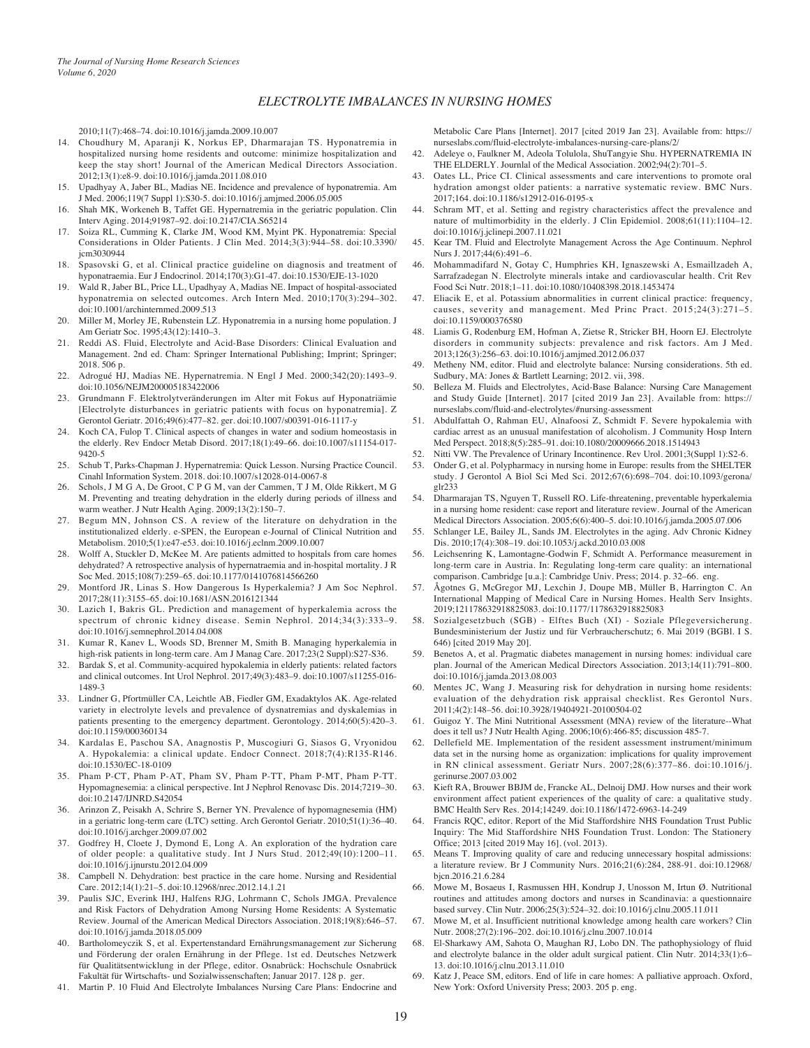2010;11(7):468–74. doi:10.1016/j.jamda.2009.10.007

14. Choudhury M, Aparanji K, Norkus EP, Dharmarajan TS. Hyponatremia in hospitalized nursing home residents and outcome: minimize hospitalization and keep the stay short! Journal of the American Medical Directors Association. 2012;13(1):e8-9. doi:10.1016/j.jamda.2011.08.010
15. Upadhyay A, Jaber BL, Madias NE. Incidence and prevalence of hyponatremia. Am J Med. 2006;119(7 Suppl 1):S30-5. doi:10.1016/j.amjmed.2006.05.005
16. Shah MK, Workeneh B, Taffet GE. Hypernatremia in the geriatric population. Clin Interv Aging. 2014;91987–92. doi:10.2147/CIA.S65214
17. Soiza RL, Cumming K, Clarke JM, Wood KM, Myint PK. Hyponatremia: Special Considerations in Older Patients. J Clin Med. 2014;3(3):944–58. doi:10.3390/jcm3030944
18. Spasovski G, et al. Clinical practice guideline on diagnosis and treatment of hyponatraemia. Eur J Endocrinol. 2014;170(3):G1-47. doi:10.1530/EJE-13-1020
19. Wald R, Jaber BL, Price LL, Upadhyay A, Madias NE. Impact of hospital-associated hyponatremia on selected outcomes. Arch Intern Med. 2010;170(3):294–302. doi:10.1001/archinternmed.2009.513
20. Miller M, Morley JE, Rubenstein LZ. Hyponatremia in a nursing home population. J Am Geriatr Soc. 1995;43(12):1410–3.
21. Reddi AS. Fluid, Electrolyte and Acid-Base Disorders: Clinical Evaluation and Management. 2nd ed. Cham: Springer International Publishing; Imprint; Springer; 2018. 506 p.
22. Adrogué HJ, Madias NE. Hypernatremia. N Engl J Med. 2000;342(20):1493–9. doi:10.1056/NEJM200005183422006
23. Grundmann F. Elektrolytveränderungen im Alter mit Fokus auf Hyponatriämie [Electrolyte disturbances in geriatric patients with focus on hyponatremia]. Z Gerontol Geriatr. 2016;49(6):477–82. ger. doi:10.1007/s00391-016-1117-y
24. Koch CA, Fulop T. Clinical aspects of changes in water and sodium homeostasis in the elderly. Rev Endocr Metab Disord. 2017;18(1):49–66. doi:10.1007/s11154-017-9420-5
25. Schub T, Parks-Chapman J. Hypernatremia: Quick Lesson. Nursing Practice Council. Cinahl Information System. 2018. doi:10.1007/s12028-014-0067-8
26. Schols, J M G A, De Groot, C P G M, van der Cammen, T J M, Olde Rikkert, M G M. Preventing and treating dehydration in the elderly during periods of illness and warm weather. J Nutr Health Aging. 2009;13(2):150–7.
27. Begum MN, Johnson CS. A review of the literature on dehydration in the institutionalized elderly. e-SPEN, the European e-Journal of Clinical Nutrition and Metabolism. 2010;5(1):e47-e53. doi:10.1016/j.eclnm.2009.10.007
28. Wolff A, Stuckler D, McKee M. Are patients admitted to hospitals from care homes dehydrated? A retrospective analysis of hypernatraemia and in-hospital mortality. J R Soc Med. 2015;108(7):259–65. doi:10.1177/0141076814566260
29. Montford JR, Linas S. How Dangerous Is Hyperkalemia? J Am Soc Nephrol. 2017;28(11):3155–65. doi:10.1681/ASN.2016121344
30. Lazich I, Bakris GL. Prediction and management of hyperkalemia across the spectrum of chronic kidney disease. Semin Nephrol. 2014;34(3):333–9. doi:10.1016/j.semnephrol.2014.04.008
31. Kumar R, Kanev L, Woods SD, Brenner M, Smith B. Managing hyperkalemia in high-risk patients in long-term care. Am J Manag Care. 2017;23(2 Suppl):S27-S36.
32. Bardak S, et al. Community-acquired hypokalemia in elderly patients: related factors and clinical outcomes. Int Urol Nephrol. 2017;49(3):483–9. doi:10.1007/s11255-016-1489-3
33. Lindner G, Pfortmüller CA, Leichtle AB, Fiedler GM, Exadaktylos AK. Age-related variety in electrolyte levels and prevalence of dysnatremias and dyskalemias in patients presenting to the emergency department. Gerontology. 2014;60(5):420–3. doi:10.1159/000360134
34. Kardalas E, Paschou SA, Anagnostis P, Muscogiuri G, Siasos G, Vryonidou A. Hypokalemia: a clinical update. Endocr Connect. 2018;7(4):R135-R146. doi:10.1530/EC-18-0109
35. Pham P-CT, Pham P-AT, Pham SV, Pham P-TT, Pham P-MT, Pham P-TT. Hypomagnesemia: a clinical perspective. Int J Nephrol Renovasc Dis. 2014;7219–30. doi:10.2147/IJNRD.S42054
36. Arinzon Z, Peisakh A, Schrire S, Berner YN. Prevalence of hypomagnesemia (HM) in a geriatric long-term care (LTC) setting. Arch Gerontol Geriatr. 2010;51(1):36–40. doi:10.1016/j.archger.2009.07.002
37. Godfrey H, Cloete J, Dymond E, Long A. An exploration of the hydration care of older people: a qualitative study. Int J Nurs Stud. 2012;49(10):1200–11. doi:10.1016/j.ijnurstu.2012.04.009
38. Campbell N. Dehydration: best practice in the care home. Nursing and Residential Care. 2012;14(1):21–5. doi:10.12968/nrec.2012.14.1.21
39. Paulis SJC, Everink IHJ, Halfens RJG, Lohrmann C, Schols JMGA. Prevalence and Risk Factors of Dehydration Among Nursing Home Residents: A Systematic Review. Journal of the American Medical Directors Association. 2018;19(8):646–57. doi:10.1016/j.jamda.2018.05.009
40. Bartholomeyczik S, et al. Expertenstandard Ernährungsmanagement zur Sicherung und Förderung der oralen Ernährung in der Pflege. 1st ed. Deutsches Netzwerk für Qualitätsentwicklung in der Pflege, editor. Osnabrück: Hochschule Osnabrück Fakultät für Wirtschafts- und Sozialwissenschaften; Januar 2017. 128 p. ger.
41. Martin P. 10 Fluid And Electrolyte Imbalances Nursing Care Plans: Endocrine and Metabolic Care Plans [Internet]. 2017 [cited 2019 Jan 23]. Available from: https://nurseslabs.com/fluid-electrolyte-imbalances-nursing-care-plans/2/
42. Adeleye o, Faulkner M, Adeola Tolulola, ShuTangyie Shu. HYPERNATREMIA IN THE ELDERLY. Journlal of the Medical Association. 2002;94(2):701–5.
43. Oates LL, Price CI. Clinical assessments and care interventions to promote oral hydration amongst older patients: a narrative systematic review. BMC Nurs. 2017;164. doi:10.1186/s12912-016-0195-x
44. Schram MT, et al. Setting and registry characteristics affect the prevalence and nature of multimorbidity in the elderly. J Clin Epidemiol. 2008;61(11):1104–12. doi:10.1016/j.jclinepi.2007.11.021
45. Kear TM. Fluid and Electrolyte Management Across the Age Continuum. Nephrol Nurs J. 2017;44(6):491–6.
46. Mohammadifard N, Gotay C, Humphries KH, Ignaszewski A, Esmaillzadeh A, Sarrafzadegan N. Electrolyte minerals intake and cardiovascular health. Crit Rev Food Sci Nutr. 2018;1–11. doi:10.1080/10408398.2018.1453474
47. Eliacik E, et al. Potassium abnormalities in current clinical practice: frequency, causes, severity and management. Med Princ Pract. 2015;24(3):271–5. doi:10.1159/000376580
48. Liamis G, Rodenburg EM, Hofman A, Zietse R, Stricker BH, Hoorn EJ. Electrolyte disorders in community subjects: prevalence and risk factors. Am J Med. 2013;126(3):256–63. doi:10.1016/j.amjmed.2012.06.037
49. Metheny NM, editor. Fluid and electrolyte balance: Nursing considerations. 5th ed. Sudbury, MA: Jones & Bartlett Learning; 2012. vii, 398.
50. Belleza M. Fluids and Electrolytes, Acid-Base Balance: Nursing Care Management and Study Guide [Internet]. 2017 [cited 2019 Jan 23]. Available from: https://nurseslabs.com/fluid-and-electrolytes/#nursing-assessment
51. Abdulfattah O, Rahman EU, Alnafoosi Z, Schmidt F. Severe hypokalemia with cardiac arrest as an unusual manifestation of alcoholism. J Community Hosp Intern Med Perspect. 2018;8(5):285–91. doi:10.1080/20009666.2018.1514943
52. Nitti VW. The Prevalence of Urinary Incontinence. Rev Urol. 2001;3(Suppl 1):S2-6.
53. Onder G, et al. Polypharmacy in nursing home in Europe: results from the SHELTER study. J Gerontol A Biol Sci Med Sci. 2012;67(6):698–704. doi:10.1093/gerona/glr233
54. Dharmarajan TS, Nguyen T, Russell RO. Life-threatening, preventable hyperkalemia in a nursing home resident: case report and literature review. Journal of the American Medical Directors Association. 2005;6(6):400–5. doi:10.1016/j.jamda.2005.07.006
55. Schlanger LE, Bailey JL, Sands JM. Electrolytes in the aging. Adv Chronic Kidney Dis. 2010;17(4):308–19. doi:10.1053/j.ackd.2010.03.008
56. Leichsenring K, Lamontagne-Godwin F, Schmidt A. Performance measurement in long-term care in Austria. In: Regulating long-term care quality: an international comparison. Cambridge [u.a.]: Cambridge Univ. Press; 2014. p. 32–66. eng.
57. Ågotnes G, McGregor MJ, Lexchin J, Doupe MB, Müller B, Harrington C. An International Mapping of Medical Care in Nursing Homes. Health Serv Insights. 2019;121178632918825083. doi:10.1177/1178632918825083
58. Sozialgesetzbuch (SGB) - Elftes Buch (XI) - Soziale Pflegeversicherung. Bundesministerium der Justiz und für Verbraucherschutz; 6. Mai 2019 (BGBl. I S. 646) [cited 2019 May 20].
59. Benetos A, et al. Pragmatic diabetes management in nursing homes: individual care plan. Journal of the American Medical Directors Association. 2013;14(11):791–800. doi:10.1016/j.jamda.2013.08.003
60. Mentes JC, Wang J. Measuring risk for dehydration in nursing home residents: evaluation of the dehydration risk appraisal checklist. Res Gerontol Nurs. 2011;4(2):148–56. doi:10.3928/19404921-20100504-02
61. Guigoz Y. The Mini Nutritional Assessment (MNA) review of the literature--What does it tell us? J Nutr Health Aging. 2006;10(6):466-85; discussion 485-7.
62. Dellefield ME. Implementation of the resident assessment instrument/minimum data set in the nursing home as organization: implications for quality improvement in RN clinical assessment. Geriatr Nurs. 2007;28(6):377–86. doi:10.1016/j.gerinurse.2007.03.002
63. Kieft RA, Brouwer BBJM de, Francke AL, Delnoij DMJ. How nurses and their work environment affect patient experiences of the quality of care: a qualitative study. BMC Health Serv Res. 2014;14249. doi:10.1186/1472-6963-14-249
64. Francis RQC, editor. Report of the Mid Staffordshire NHS Foundation Trust Public Inquiry: The Mid Staffordshire NHS Foundation Trust. London: The Stationery Office; 2013 [cited 2019 May 16]. (vol. 2013).
65. Means T. Improving quality of care and reducing unnecessary hospital admissions: a literature review. Br J Community Nurs. 2016;21(6):284, 288-91. doi:10.12968/bjcn.2016.21.6.284
66. Mowe M, Bosaeus I, Rasmussen HH, Kondrup J, Unosson M, Irtun Ø. Nutritional routines and attitudes among doctors and nurses in Scandinavia: a questionnaire based survey. Clin Nutr. 2006;25(3):524–32. doi:10.1016/j.clnu.2005.11.011
67. Mowe M, et al. Insufficient nutritional knowledge among health care workers? Clin Nutr. 2008;27(2):196–202. doi:10.1016/j.clnu.2007.10.014
68. El-Sharkawy AM, Sahota O, Maughan RJ, Lobo DN. The pathophysiology of fluid and electrolyte balance in the older adult surgical patient. Clin Nutr. 2014;33(1):6–13. doi:10.1016/j.clnu.2013.11.010
69. Katz J, Peace SM, editors. End of life in care homes: A palliative approach. Oxford, New York: Oxford University Press; 2003. 205 p. eng.